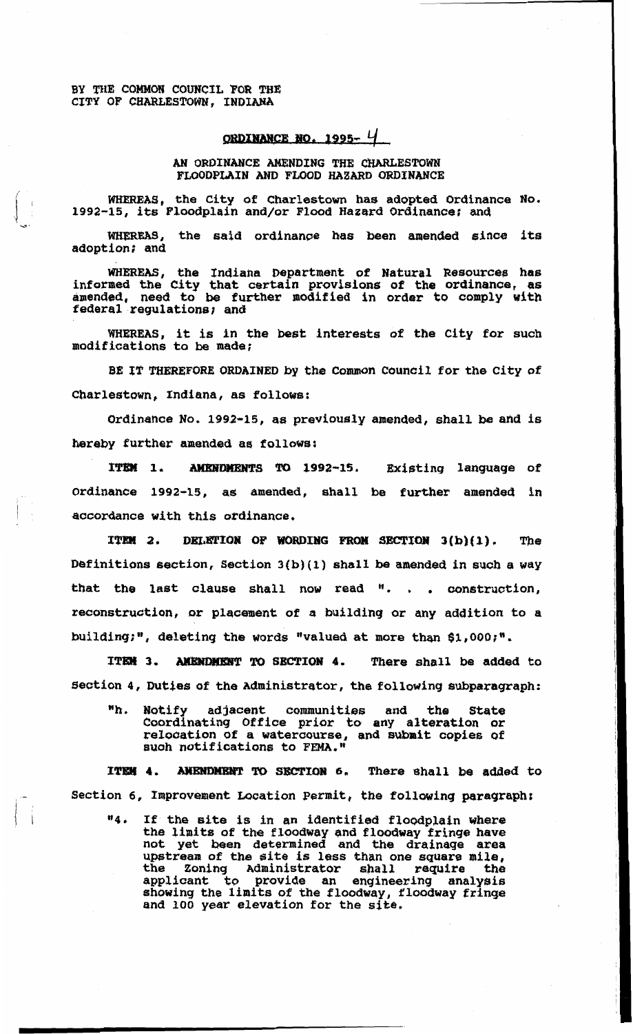BY THE COMMON COUNCIL FOR THE
CITY OF CHARLESTOWN, INDIANA

## ORDINANCE NO. 1995- 4

### AN ORDINANCE AMENDING THE CHARLESTOWN FLOODPLAIN AND FLOOD HAZARD ORDINANCE

WHEREAS, the City of Charlestown has adopted Ordinance No. 1992-15, its Floodplain and/or Flood Hazard Ordinance; and

WHEREAS, the said ordinance has been amended since its adoption; and

WHEREAS, the Indiana Department of Natural Resources has informed the City that certain provisions of the ordinance, as amended, need to be further modified in order to comply with federal regulations; and

WHEREAS, it is in the best interests of the City for such modifications to be made;

BE IT THEREFORE ORDAINED by the Common Council for the City of Charlestown, Indiana, as follows:

Ordinance No. 1992-15, as previously amended, shall be and is hereby further amended as follows:

**ITEM 1. AMENDMENTS TO 1992-15.** Existing language of Ordinance 1992-15, as amended, shall be further amended in accordance with this ordinance.

**ITEM 2. DELETION OF WORDING FROM SECTION 3(b)(1).** The Definitions section, Section 3(b)(1) shall be amended in such a way that the last clause shall now read ". . . construction, reconstruction, or placement of a building or any addition to a building;", deleting the words "valued at more than $1,000;".

**ITEM 3. AMENDMENT TO SECTION 4.** There shall be added to Section 4, Duties of the Administrator, the following subparagraph:

> "h. Notify adjacent communities and the State Coordinating Office prior to any alteration or relocation of a watercourse, and submit copies of such notifications to FEMA."

**ITEM 4. AMENDMENT TO SECTION 6.** There shall be added to Section 6, Improvement Location Permit, the following paragraph:

> "4. If the site is in an identified floodplain where the limits of the floodway and floodway fringe have not yet been determined and the drainage area upstream of the site is less than one square mile, the Zoning Administrator shall require the applicant to provide an engineering analysis showing the limits of the floodway, floodway fringe and 100 year elevation for the site.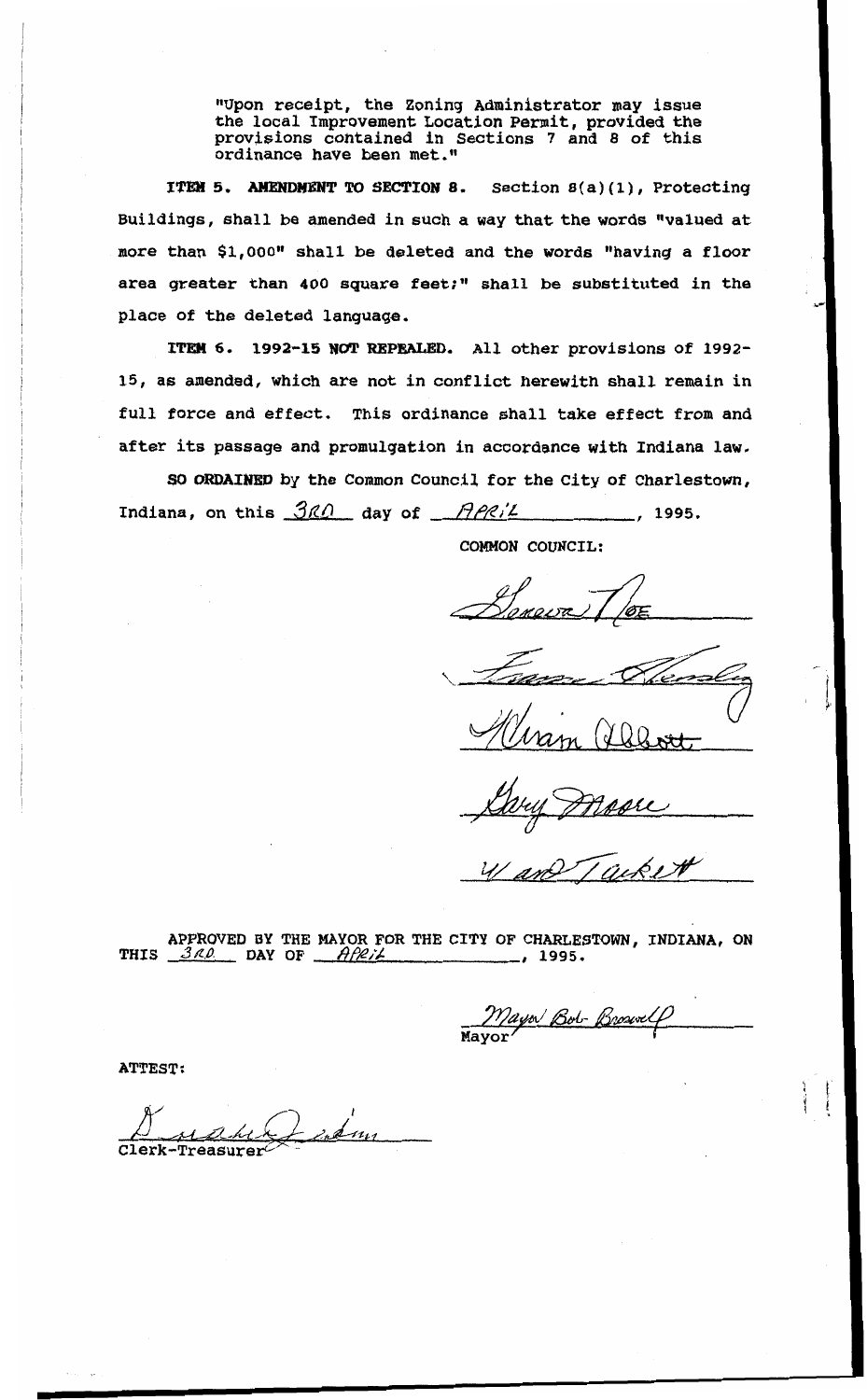"Upon receipt, the Zoning Administrator may issue the local Improvement Location Permit, provided the provisions contained in Sections 7 and 8 of this ordinance have been met."

**ITEM 5. AMENDMENT TO SECTION 8.** Section 8(a)(1), Protecting Buildings, shall be amended in such a way that the words "valued at more than $1,000" shall be deleted and the words "having a floor area greater than 400 square feet;" shall be substituted in the place of the deleted language.

**ITEM 6. 1992-15 NOT REPEALED.** All other provisions of 1992-15, as amended, which are not in conflict herewith shall remain in full force and effect. This ordinance shall take effect from and after its passage and promulgation in accordance with Indiana law.

**SO ORDAINED** by the Common Council for the City of Charlestown, Indiana, on this 3RD day of APRIL, 1995.

COMMON COUNCIL:

Howard Poe

Frances Hensley

Hiram Abbott

Gary Moore

Ward Tackett

APPROVED BY THE MAYOR FOR THE CITY OF CHARLESTOWN, INDIANA, ON THIS 3RD DAY OF APRIL, 1995.

Mayor Bob Braswell
Mayor

ATTEST:

Clerk-Treasurer